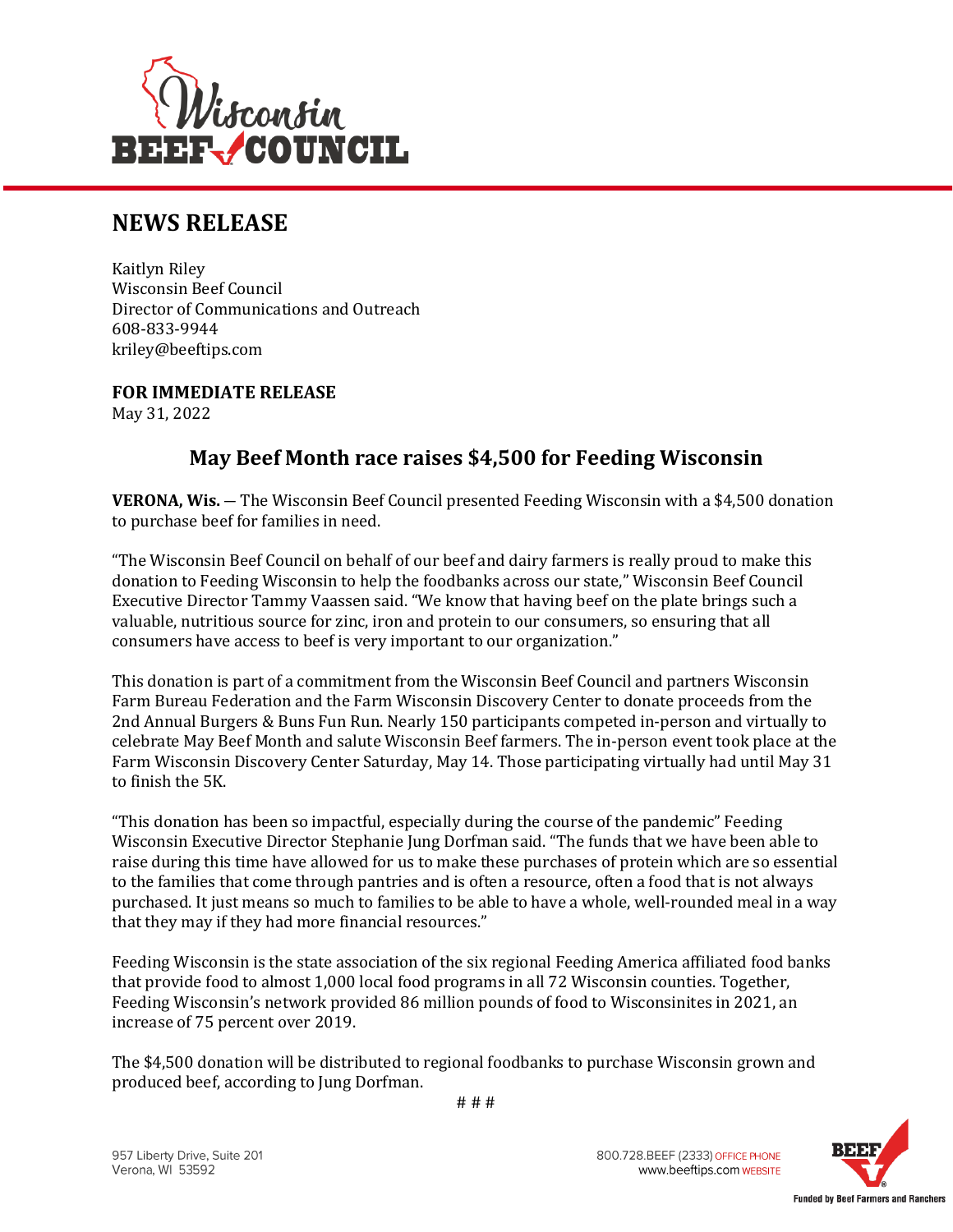# NEWS RELEASE

Kaitlyn Riley
Wisconsin Beef Council
Director of Communications and Outreach
608-833-9944
kriley@beeftips.com

**FOR IMMEDIATE RELEASE**
May 31, 2022

## May Beef Month race raises $4,500 for Feeding Wisconsin

**VERONA, Wis.** — The Wisconsin Beef Council presented Feeding Wisconsin with a $4,500 donation to purchase beef for families in need.

"The Wisconsin Beef Council on behalf of our beef and dairy farmers is really proud to make this donation to Feeding Wisconsin to help the foodbanks across our state," Wisconsin Beef Council Executive Director Tammy Vaassen said. "We know that having beef on the plate brings such a valuable, nutritious source for zinc, iron and protein to our consumers, so ensuring that all consumers have access to beef is very important to our organization."

This donation is part of a commitment from the Wisconsin Beef Council and partners Wisconsin Farm Bureau Federation and the Farm Wisconsin Discovery Center to donate proceeds from the 2nd Annual Burgers & Buns Fun Run. Nearly 150 participants competed in-person and virtually to celebrate May Beef Month and salute Wisconsin Beef farmers. The in-person event took place at the Farm Wisconsin Discovery Center Saturday, May 14. Those participating virtually had until May 31 to finish the 5K.

"This donation has been so impactful, especially during the course of the pandemic" Feeding Wisconsin Executive Director Stephanie Jung Dorfman said. "The funds that we have been able to raise during this time have allowed for us to make these purchases of protein which are so essential to the families that come through pantries and is often a resource, often a food that is not always purchased. It just means so much to families to be able to have a whole, well-rounded meal in a way that they may if they had more financial resources."

Feeding Wisconsin is the state association of the six regional Feeding America affiliated food banks that provide food to almost 1,000 local food programs in all 72 Wisconsin counties. Together, Feeding Wisconsin's network provided 86 million pounds of food to Wisconsinites in 2021, an increase of 75 percent over 2019.

The $4,500 donation will be distributed to regional foodbanks to purchase Wisconsin grown and produced beef, according to Jung Dorfman.

# # #

957 Liberty Drive, Suite 201
Verona, WI 53592

800.728.BEEF (2333) OFFICE PHONE
www.beeftips.com WEBSITE

Funded by Beef Farmers and Ranchers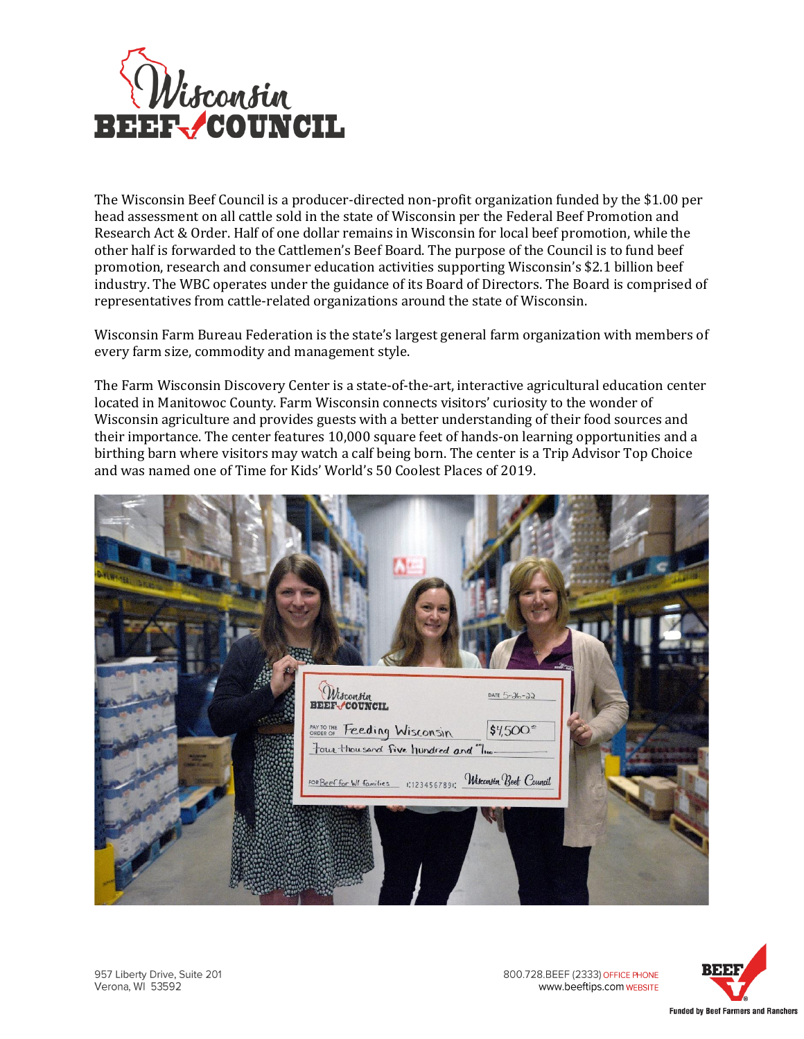The Wisconsin Beef Council is a producer-directed non-profit organization funded by the $1.00 per head assessment on all cattle sold in the state of Wisconsin per the Federal Beef Promotion and Research Act & Order. Half of one dollar remains in Wisconsin for local beef promotion, while the other half is forwarded to the Cattlemen's Beef Board. The purpose of the Council is to fund beef promotion, research and consumer education activities supporting Wisconsin's $2.1 billion beef industry. The WBC operates under the guidance of its Board of Directors. The Board is comprised of representatives from cattle-related organizations around the state of Wisconsin.

Wisconsin Farm Bureau Federation is the state's largest general farm organization with members of every farm size, commodity and management style.

The Farm Wisconsin Discovery Center is a state-of-the-art, interactive agricultural education center located in Manitowoc County. Farm Wisconsin connects visitors' curiosity to the wonder of Wisconsin agriculture and provides guests with a better understanding of their food sources and their importance. The center features 10,000 square feet of hands-on learning opportunities and a birthing barn where visitors may watch a calf being born. The center is a Trip Advisor Top Choice and was named one of Time for Kids' World's 50 Coolest Places of 2019.

957 Liberty Drive, Suite 201
Verona, WI 53592

800.728.BEEF (2333) OFFICE PHONE
www.beeftips.com WEBSITE

Funded by Beef Farmers and Ranchers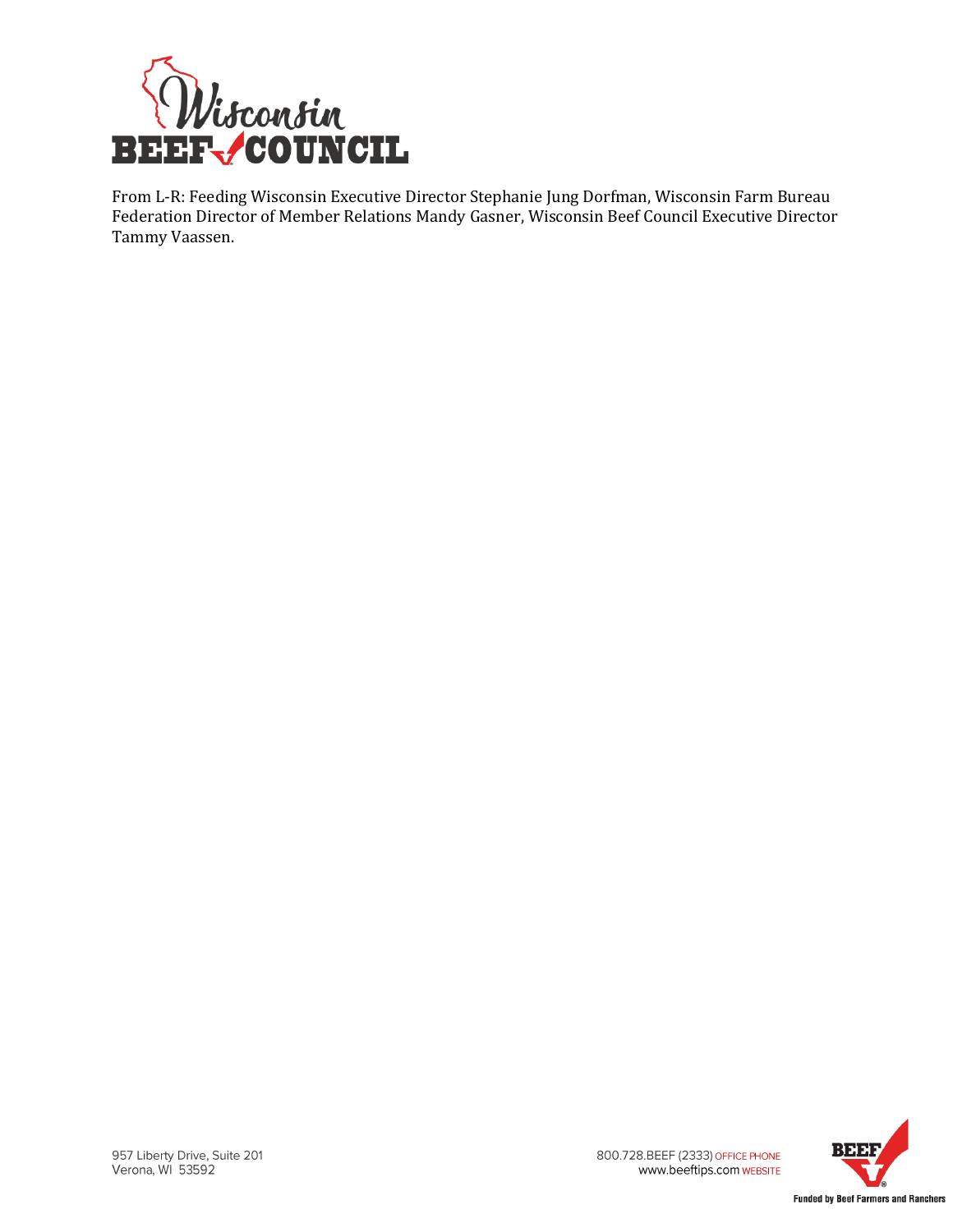From L-R: Feeding Wisconsin Executive Director Stephanie Jung Dorfman, Wisconsin Farm Bureau Federation Director of Member Relations Mandy Gasner, Wisconsin Beef Council Executive Director Tammy Vaassen.